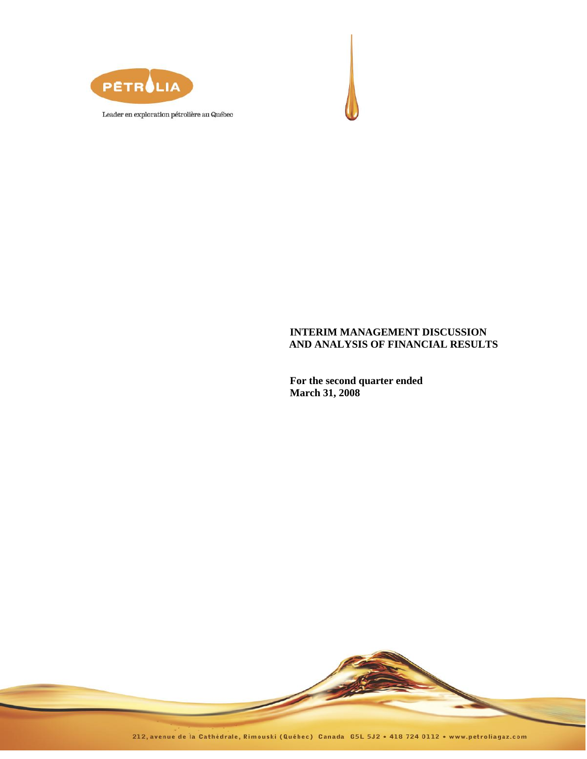PÉTROLIA

Leader en exploration pétrolière au Québec

# INTERIM MANAGEMENT DISCUSSION AND ANALYSIS OF FINANCIAL RESULTS

**For the second quarter ended March 31, 2008**

212, avenue de la Cathédrale, Rimouski (Québec) Canada G5L 5J2 • 418 724 0112 • www.petroliagaz.com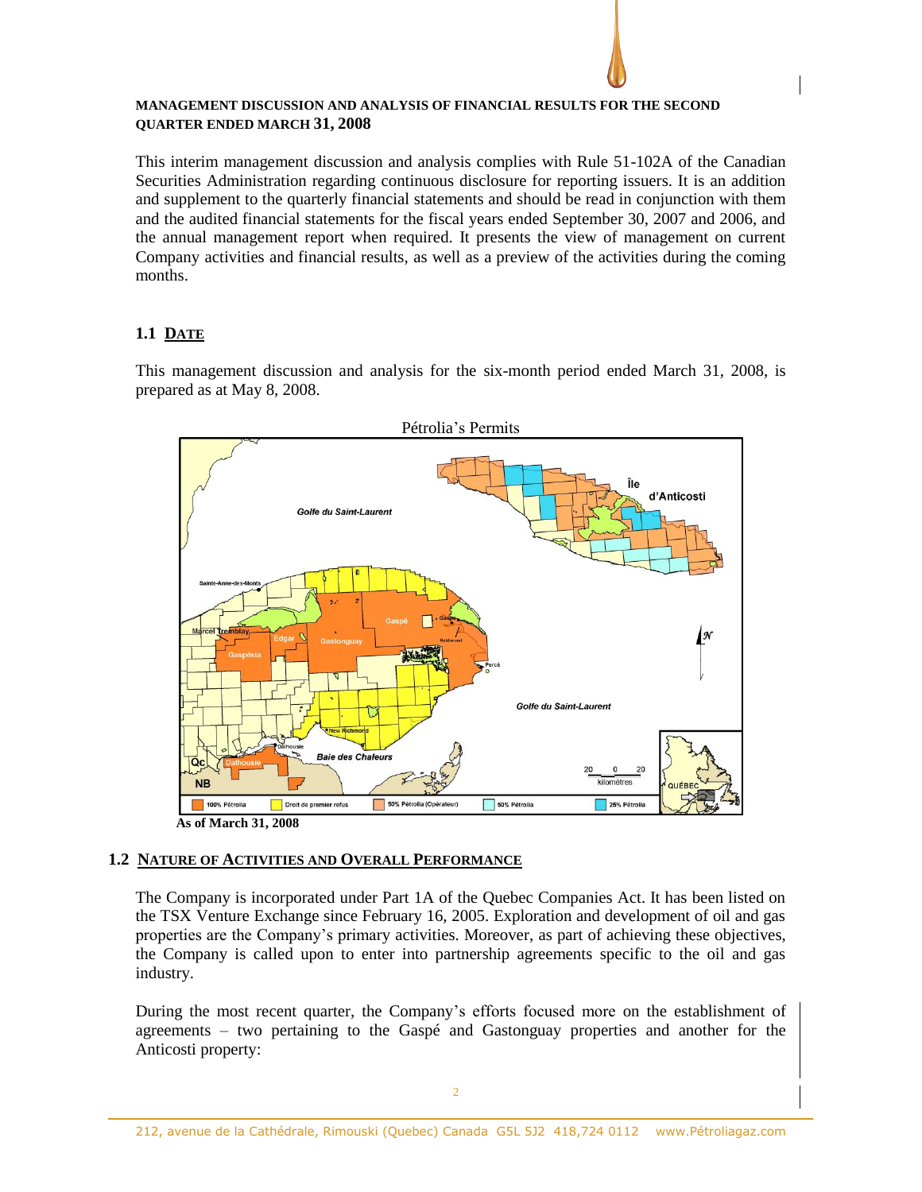**MANAGEMENT DISCUSSION AND ANALYSIS OF FINANCIAL RESULTS FOR THE SECOND QUARTER ENDED MARCH 31, 2008**

This interim management discussion and analysis complies with Rule 51-102A of the Canadian Securities Administration regarding continuous disclosure for reporting issuers. It is an addition and supplement to the quarterly financial statements and should be read in conjunction with them and the audited financial statements for the fiscal years ended September 30, 2007 and 2006, and the annual management report when required. It presents the view of management on current Company activities and financial results, as well as a preview of the activities during the coming months.

## 1.1 DATE

This management discussion and analysis for the six-month period ended March 31, 2008, is prepared as at May 8, 2008.

Pétrolia's Permits

As of March 31, 2008

## 1.2 NATURE OF ACTIVITIES AND OVERALL PERFORMANCE

The Company is incorporated under Part 1A of the Quebec Companies Act. It has been listed on the TSX Venture Exchange since February 16, 2005. Exploration and development of oil and gas properties are the Company's primary activities. Moreover, as part of achieving these objectives, the Company is called upon to enter into partnership agreements specific to the oil and gas industry.

During the most recent quarter, the Company's efforts focused more on the establishment of agreements – two pertaining to the Gaspé and Gastonguay properties and another for the Anticosti property: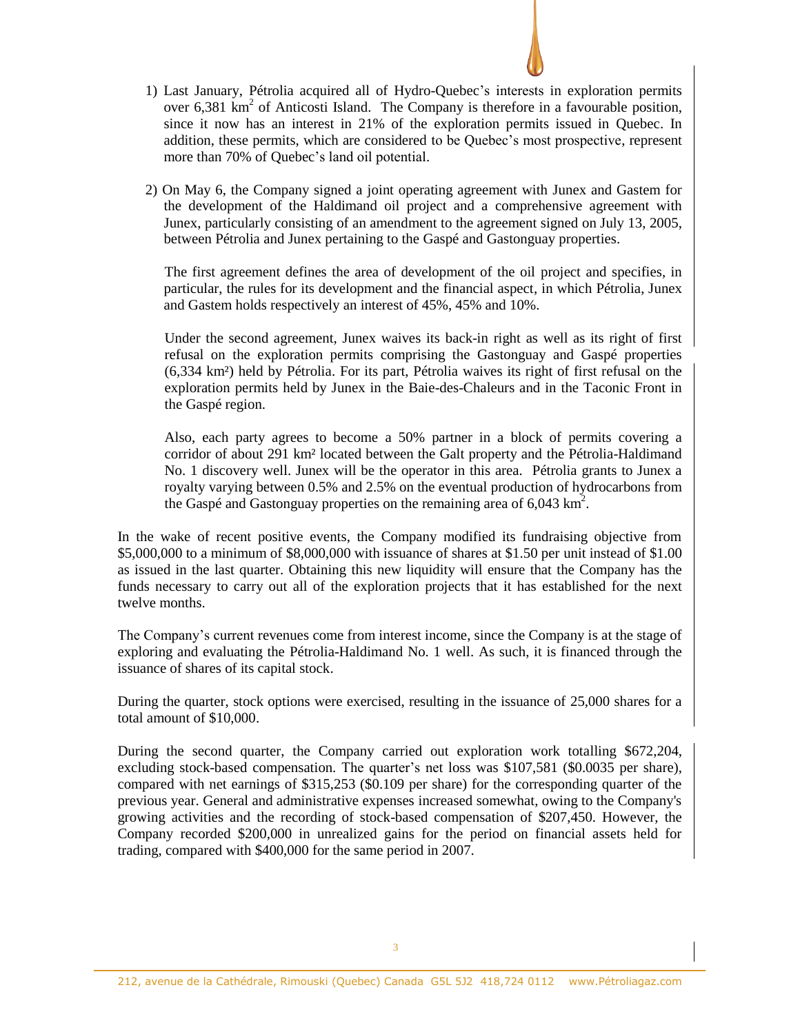1) Last January, Pétrolia acquired all of Hydro-Quebec's interests in exploration permits over 6,381 km$^2$ of Anticosti Island. The Company is therefore in a favourable position, since it now has an interest in 21% of the exploration permits issued in Quebec. In addition, these permits, which are considered to be Quebec's most prospective, represent more than 70% of Quebec's land oil potential.

2) On May 6, the Company signed a joint operating agreement with Junex and Gastem for the development of the Haldimand oil project and a comprehensive agreement with Junex, particularly consisting of an amendment to the agreement signed on July 13, 2005, between Pétrolia and Junex pertaining to the Gaspé and Gastonguay properties.

   The first agreement defines the area of development of the oil project and specifies, in particular, the rules for its development and the financial aspect, in which Pétrolia, Junex and Gastem holds respectively an interest of 45%, 45% and 10%.

   Under the second agreement, Junex waives its back-in right as well as its right of first refusal on the exploration permits comprising the Gastonguay and Gaspé properties (6,334 km²) held by Pétrolia. For its part, Pétrolia waives its right of first refusal on the exploration permits held by Junex in the Baie-des-Chaleurs and in the Taconic Front in the Gaspé region.

   Also, each party agrees to become a 50% partner in a block of permits covering a corridor of about 291 km² located between the Galt property and the Pétrolia-Haldimand No. 1 discovery well. Junex will be the operator in this area. Pétrolia grants to Junex a royalty varying between 0.5% and 2.5% on the eventual production of hydrocarbons from the Gaspé and Gastonguay properties on the remaining area of 6,043 km$^2$.

In the wake of recent positive events, the Company modified its fundraising objective from \$5,000,000 to a minimum of \$8,000,000 with issuance of shares at \$1.50 per unit instead of \$1.00 as issued in the last quarter. Obtaining this new liquidity will ensure that the Company has the funds necessary to carry out all of the exploration projects that it has established for the next twelve months.

The Company's current revenues come from interest income, since the Company is at the stage of exploring and evaluating the Pétrolia-Haldimand No. 1 well. As such, it is financed through the issuance of shares of its capital stock.

During the quarter, stock options were exercised, resulting in the issuance of 25,000 shares for a total amount of \$10,000.

During the second quarter, the Company carried out exploration work totalling \$672,204, excluding stock-based compensation. The quarter's net loss was \$107,581 (\$0.0035 per share), compared with net earnings of \$315,253 (\$0.109 per share) for the corresponding quarter of the previous year. General and administrative expenses increased somewhat, owing to the Company's growing activities and the recording of stock-based compensation of \$207,450. However, the Company recorded \$200,000 in unrealized gains for the period on financial assets held for trading, compared with \$400,000 for the same period in 2007.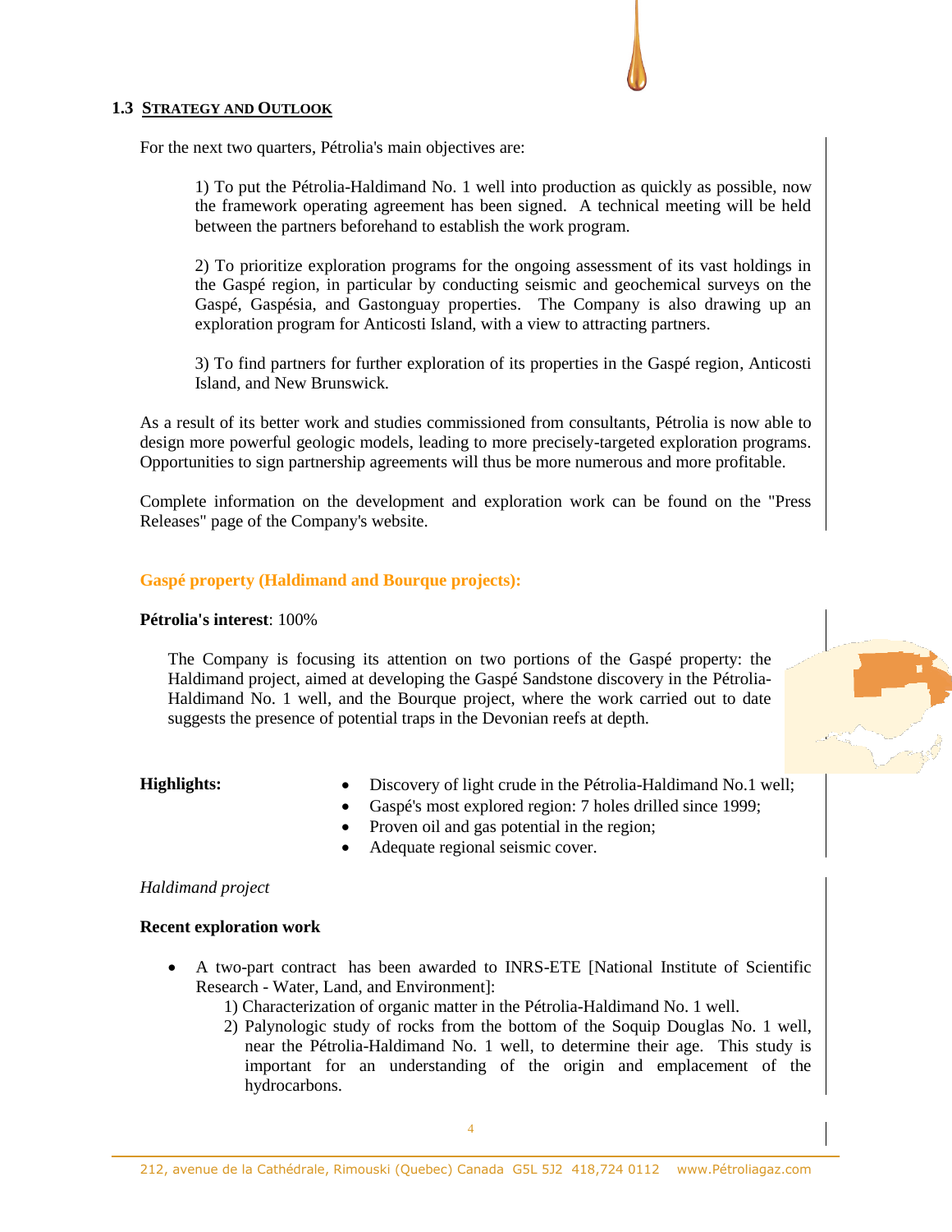## 1.3 STRATEGY AND OUTLOOK

For the next two quarters, Pétrolia's main objectives are:

1) To put the Pétrolia-Haldimand No. 1 well into production as quickly as possible, now the framework operating agreement has been signed. A technical meeting will be held between the partners beforehand to establish the work program.

2) To prioritize exploration programs for the ongoing assessment of its vast holdings in the Gaspé region, in particular by conducting seismic and geochemical surveys on the Gaspé, Gaspésia, and Gastonguay properties. The Company is also drawing up an exploration program for Anticosti Island, with a view to attracting partners.

3) To find partners for further exploration of its properties in the Gaspé region, Anticosti Island, and New Brunswick.

As a result of its better work and studies commissioned from consultants, Pétrolia is now able to design more powerful geologic models, leading to more precisely-targeted exploration programs. Opportunities to sign partnership agreements will thus be more numerous and more profitable.

Complete information on the development and exploration work can be found on the "Press Releases" page of the Company's website.

### Gaspé property (Haldimand and Bourque projects):

**Pétrolia's interest**: 100%

The Company is focusing its attention on two portions of the Gaspé property: the Haldimand project, aimed at developing the Gaspé Sandstone discovery in the Pétrolia-Haldimand No. 1 well, and the Bourque project, where the work carried out to date suggests the presence of potential traps in the Devonian reefs at depth.

**Highlights:**

- Discovery of light crude in the Pétrolia-Haldimand No.1 well;
- Gaspé's most explored region: 7 holes drilled since 1999;
- Proven oil and gas potential in the region;
- Adequate regional seismic cover.

*Haldimand project*

**Recent exploration work**

- A two-part contract has been awarded to INRS-ETE [National Institute of Scientific Research - Water, Land, and Environment]:
  1) Characterization of organic matter in the Pétrolia-Haldimand No. 1 well.
  2) Palynologic study of rocks from the bottom of the Soquip Douglas No. 1 well, near the Pétrolia-Haldimand No. 1 well, to determine their age. This study is important for an understanding of the origin and emplacement of the hydrocarbons.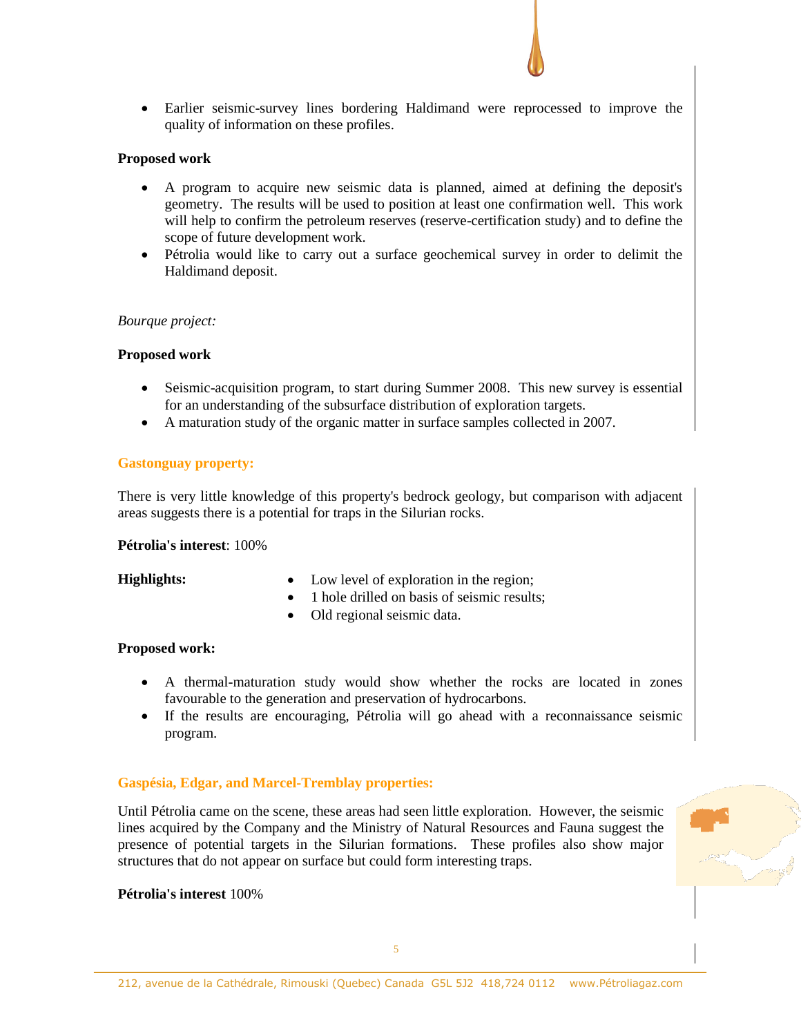- Earlier seismic-survey lines bordering Haldimand were reprocessed to improve the quality of information on these profiles.

**Proposed work**

- A program to acquire new seismic data is planned, aimed at defining the deposit's geometry. The results will be used to position at least one confirmation well. This work will help to confirm the petroleum reserves (reserve-certification study) and to define the scope of future development work.
- Pétrolia would like to carry out a surface geochemical survey in order to delimit the Haldimand deposit.

*Bourque project:*

**Proposed work**

- Seismic-acquisition program, to start during Summer 2008. This new survey is essential for an understanding of the subsurface distribution of exploration targets.
- A maturation study of the organic matter in surface samples collected in 2007.

### Gastonguay property:

There is very little knowledge of this property's bedrock geology, but comparison with adjacent areas suggests there is a potential for traps in the Silurian rocks.

**Pétrolia's interest**: 100%

**Highlights:**

- Low level of exploration in the region;
- 1 hole drilled on basis of seismic results;
- Old regional seismic data.

**Proposed work:**

- A thermal-maturation study would show whether the rocks are located in zones favourable to the generation and preservation of hydrocarbons.
- If the results are encouraging, Pétrolia will go ahead with a reconnaissance seismic program.

### Gaspésia, Edgar, and Marcel-Tremblay properties:

Until Pétrolia came on the scene, these areas had seen little exploration. However, the seismic lines acquired by the Company and the Ministry of Natural Resources and Fauna suggest the presence of potential targets in the Silurian formations. These profiles also show major structures that do not appear on surface but could form interesting traps.

**Pétrolia's interest** 100%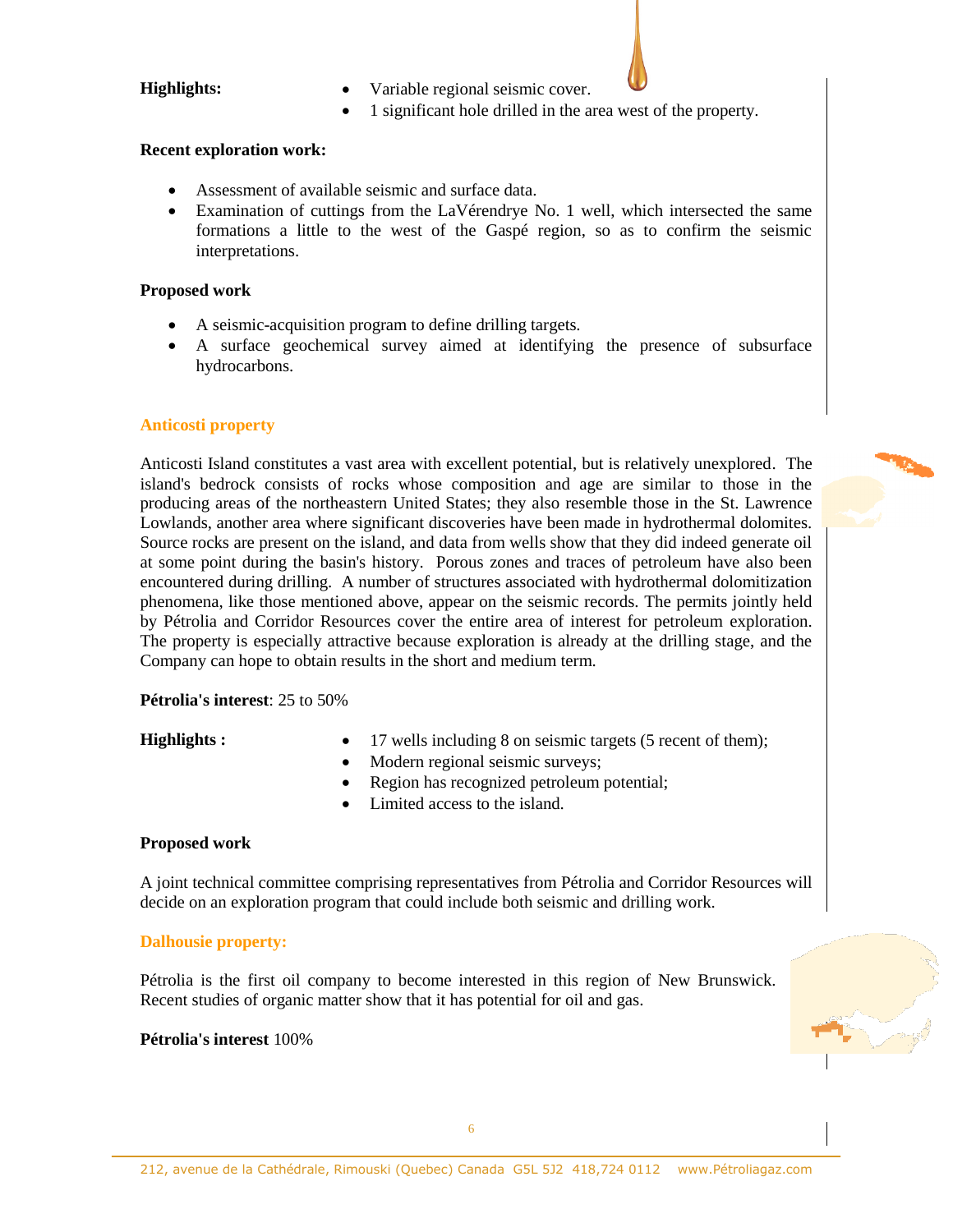**Highlights:**

- Variable regional seismic cover.
- 1 significant hole drilled in the area west of the property.

**Recent exploration work:**

- Assessment of available seismic and surface data.
- Examination of cuttings from the LaVérendrye No. 1 well, which intersected the same formations a little to the west of the Gaspé region, so as to confirm the seismic interpretations.

**Proposed work**

- A seismic-acquisition program to define drilling targets.
- A surface geochemical survey aimed at identifying the presence of subsurface hydrocarbons.

## Anticosti property

Anticosti Island constitutes a vast area with excellent potential, but is relatively unexplored. The island's bedrock consists of rocks whose composition and age are similar to those in the producing areas of the northeastern United States; they also resemble those in the St. Lawrence Lowlands, another area where significant discoveries have been made in hydrothermal dolomites. Source rocks are present on the island, and data from wells show that they did indeed generate oil at some point during the basin's history. Porous zones and traces of petroleum have also been encountered during drilling. A number of structures associated with hydrothermal dolomitization phenomena, like those mentioned above, appear on the seismic records. The permits jointly held by Pétrolia and Corridor Resources cover the entire area of interest for petroleum exploration. The property is especially attractive because exploration is already at the drilling stage, and the Company can hope to obtain results in the short and medium term.

**Pétrolia's interest**: 25 to 50%

**Highlights :**

- 17 wells including 8 on seismic targets (5 recent of them);
- Modern regional seismic surveys;
- Region has recognized petroleum potential;
- Limited access to the island.

**Proposed work**

A joint technical committee comprising representatives from Pétrolia and Corridor Resources will decide on an exploration program that could include both seismic and drilling work.

## Dalhousie property:

Pétrolia is the first oil company to become interested in this region of New Brunswick. Recent studies of organic matter show that it has potential for oil and gas.

**Pétrolia's interest** 100%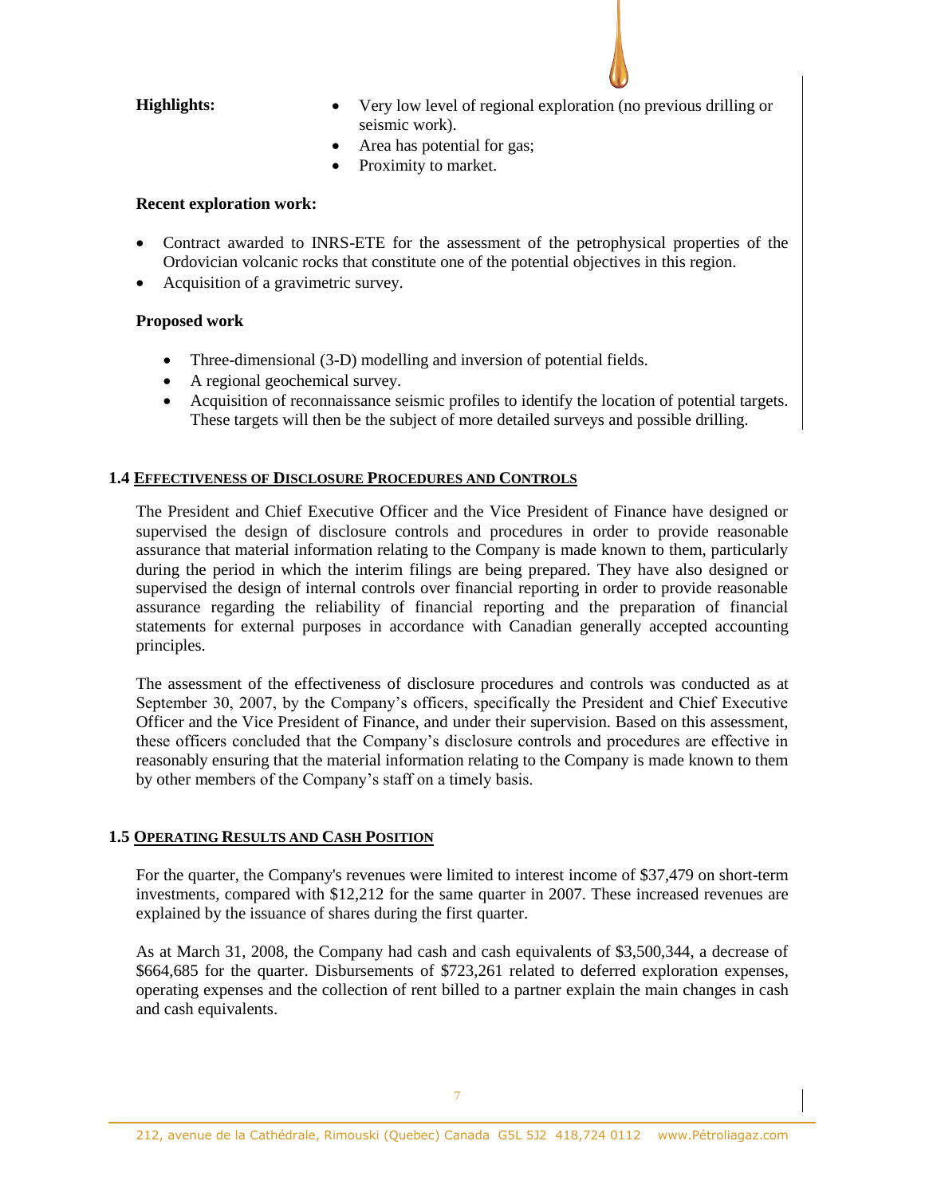**Highlights:**

- Very low level of regional exploration (no previous drilling or seismic work).
- Area has potential for gas;
- Proximity to market.

**Recent exploration work:**

- Contract awarded to INRS-ETE for the assessment of the petrophysical properties of the Ordovician volcanic rocks that constitute one of the potential objectives in this region.
- Acquisition of a gravimetric survey.

**Proposed work**

- Three-dimensional (3-D) modelling and inversion of potential fields.
- A regional geochemical survey.
- Acquisition of reconnaissance seismic profiles to identify the location of potential targets. These targets will then be the subject of more detailed surveys and possible drilling.

## 1.4 EFFECTIVENESS OF DISCLOSURE PROCEDURES AND CONTROLS

The President and Chief Executive Officer and the Vice President of Finance have designed or supervised the design of disclosure controls and procedures in order to provide reasonable assurance that material information relating to the Company is made known to them, particularly during the period in which the interim filings are being prepared. They have also designed or supervised the design of internal controls over financial reporting in order to provide reasonable assurance regarding the reliability of financial reporting and the preparation of financial statements for external purposes in accordance with Canadian generally accepted accounting principles.

The assessment of the effectiveness of disclosure procedures and controls was conducted as at September 30, 2007, by the Company's officers, specifically the President and Chief Executive Officer and the Vice President of Finance, and under their supervision. Based on this assessment, these officers concluded that the Company's disclosure controls and procedures are effective in reasonably ensuring that the material information relating to the Company is made known to them by other members of the Company's staff on a timely basis.

## 1.5 OPERATING RESULTS AND CASH POSITION

For the quarter, the Company's revenues were limited to interest income of $37,479 on short-term investments, compared with $12,212 for the same quarter in 2007. These increased revenues are explained by the issuance of shares during the first quarter.

As at March 31, 2008, the Company had cash and cash equivalents of $3,500,344, a decrease of $664,685 for the quarter. Disbursements of $723,261 related to deferred exploration expenses, operating expenses and the collection of rent billed to a partner explain the main changes in cash and cash equivalents.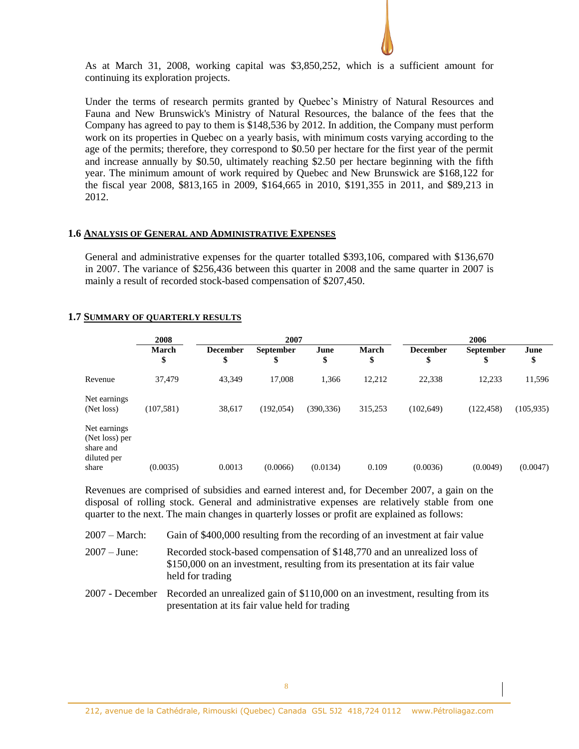As at March 31, 2008, working capital was $3,850,252, which is a sufficient amount for continuing its exploration projects.

Under the terms of research permits granted by Quebec's Ministry of Natural Resources and Fauna and New Brunswick's Ministry of Natural Resources, the balance of the fees that the Company has agreed to pay to them is $148,536 by 2012. In addition, the Company must perform work on its properties in Quebec on a yearly basis, with minimum costs varying according to the age of the permits; therefore, they correspond to $0.50 per hectare for the first year of the permit and increase annually by $0.50, ultimately reaching $2.50 per hectare beginning with the fifth year. The minimum amount of work required by Quebec and New Brunswick are $168,122 for the fiscal year 2008, $813,165 in 2009, $164,665 in 2010, $191,355 in 2011, and $89,213 in 2012.

## 1.6 ANALYSIS OF GENERAL AND ADMINISTRATIVE EXPENSES

General and administrative expenses for the quarter totalled $393,106, compared with $136,670 in 2007. The variance of $256,436 between this quarter in 2008 and the same quarter in 2007 is mainly a result of recorded stock-based compensation of $207,450.

## 1.7 SUMMARY OF QUARTERLY RESULTS

| | 2008 | 2007 | | | | 2006 | | |
|---|---|---|---|---|---|---|---|---|
| | March $ | December $ | September $ | June $ | March $ | December $ | September $ | June $ |
| Revenue | 37,479 | 43,349 | 17,008 | 1,366 | 12,212 | 22,338 | 12,233 | 11,596 |
| Net earnings (Net loss) | (107,581) | 38,617 | (192,054) | (390,336) | 315,253 | (102,649) | (122,458) | (105,935) |
| Net earnings (Net loss) per share and diluted per share | (0.0035) | 0.0013 | (0.0066) | (0.0134) | 0.109 | (0.0036) | (0.0049) | (0.0047) |

Revenues are comprised of subsidies and earned interest and, for December 2007, a gain on the disposal of rolling stock. General and administrative expenses are relatively stable from one quarter to the next. The main changes in quarterly losses or profit are explained as follows:

| | |
|---|---|
| 2007 – March: | Gain of $400,000 resulting from the recording of an investment at fair value |
| 2007 – June: | Recorded stock-based compensation of $148,770 and an unrealized loss of $150,000 on an investment, resulting from its presentation at its fair value held for trading |
| 2007 - December | Recorded an unrealized gain of $110,000 on an investment, resulting from its presentation at its fair value held for trading |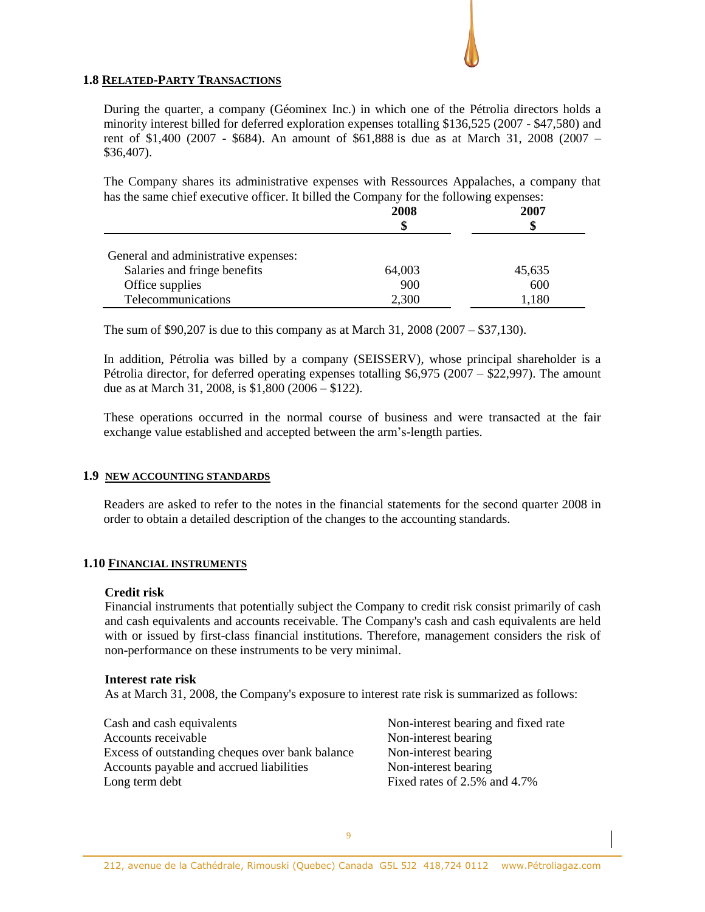## 1.8 RELATED-PARTY TRANSACTIONS

During the quarter, a company (Géominex Inc.) in which one of the Pétrolia directors holds a minority interest billed for deferred exploration expenses totalling $136,525 (2007 - $47,580) and rent of $1,400 (2007 - $684). An amount of $61,888 is due as at March 31, 2008 (2007 – $36,407).

The Company shares its administrative expenses with Ressources Appalaches, a company that has the same chief executive officer. It billed the Company for the following expenses:

| | 2008<br>$ | 2007<br>$ |
|---|---|---|
| General and administrative expenses: | | |
| Salaries and fringe benefits | 64,003 | 45,635 |
| Office supplies | 900 | 600 |
| Telecommunications | 2,300 | 1,180 |

The sum of $90,207 is due to this company as at March 31, 2008 (2007 – $37,130).

In addition, Pétrolia was billed by a company (SEISSERV), whose principal shareholder is a Pétrolia director, for deferred operating expenses totalling $6,975 (2007 – $22,997). The amount due as at March 31, 2008, is $1,800 (2006 – $122).

These operations occurred in the normal course of business and were transacted at the fair exchange value established and accepted between the arm's-length parties.

## 1.9 NEW ACCOUNTING STANDARDS

Readers are asked to refer to the notes in the financial statements for the second quarter 2008 in order to obtain a detailed description of the changes to the accounting standards.

## 1.10 FINANCIAL INSTRUMENTS

**Credit risk**

Financial instruments that potentially subject the Company to credit risk consist primarily of cash and cash equivalents and accounts receivable. The Company's cash and cash equivalents are held with or issued by first-class financial institutions. Therefore, management considers the risk of non-performance on these instruments to be very minimal.

**Interest rate risk**

As at March 31, 2008, the Company's exposure to interest rate risk is summarized as follows:

| | |
|---|---|
| Cash and cash equivalents | Non-interest bearing and fixed rate |
| Accounts receivable | Non-interest bearing |
| Excess of outstanding cheques over bank balance | Non-interest bearing |
| Accounts payable and accrued liabilities | Non-interest bearing |
| Long term debt | Fixed rates of 2.5% and 4.7% |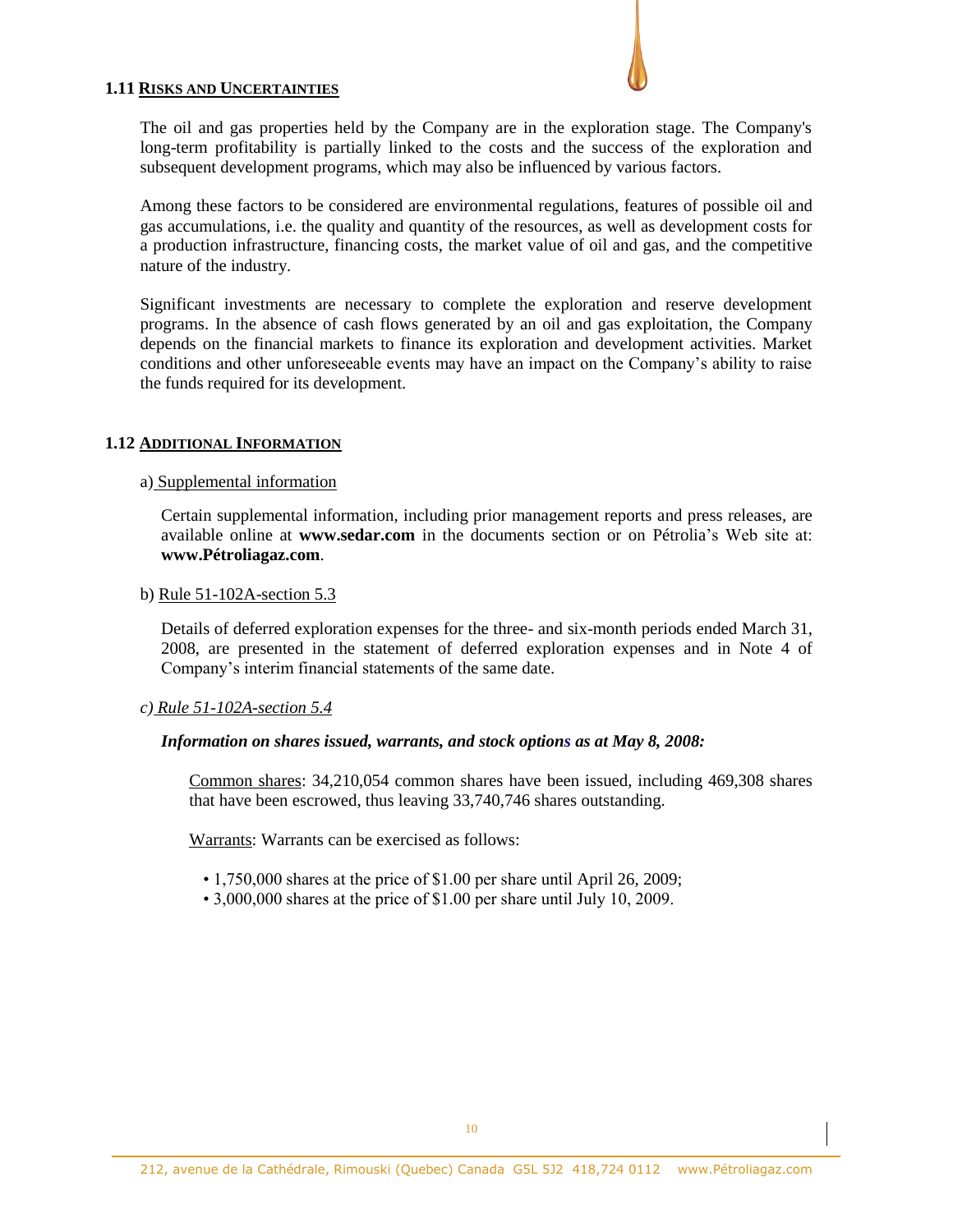## 1.11 RISKS AND UNCERTAINTIES

The oil and gas properties held by the Company are in the exploration stage. The Company's long-term profitability is partially linked to the costs and the success of the exploration and subsequent development programs, which may also be influenced by various factors.

Among these factors to be considered are environmental regulations, features of possible oil and gas accumulations, i.e. the quality and quantity of the resources, as well as development costs for a production infrastructure, financing costs, the market value of oil and gas, and the competitive nature of the industry.

Significant investments are necessary to complete the exploration and reserve development programs. In the absence of cash flows generated by an oil and gas exploitation, the Company depends on the financial markets to finance its exploration and development activities. Market conditions and other unforeseeable events may have an impact on the Company's ability to raise the funds required for its development.

## 1.12 ADDITIONAL INFORMATION

a) Supplemental information

Certain supplemental information, including prior management reports and press releases, are available online at **www.sedar.com** in the documents section or on Pétrolia's Web site at: **www.Pétroliagaz.com**.

b) Rule 51-102A-section 5.3

Details of deferred exploration expenses for the three- and six-month periods ended March 31, 2008, are presented in the statement of deferred exploration expenses and in Note 4 of Company's interim financial statements of the same date.

*c) Rule 51-102A-section 5.4*

***Information on shares issued, warrants, and stock options as at May 8, 2008:***

Common shares: 34,210,054 common shares have been issued, including 469,308 shares that have been escrowed, thus leaving 33,740,746 shares outstanding.

Warrants: Warrants can be exercised as follows:

- 1,750,000 shares at the price of $1.00 per share until April 26, 2009;
- 3,000,000 shares at the price of $1.00 per share until July 10, 2009.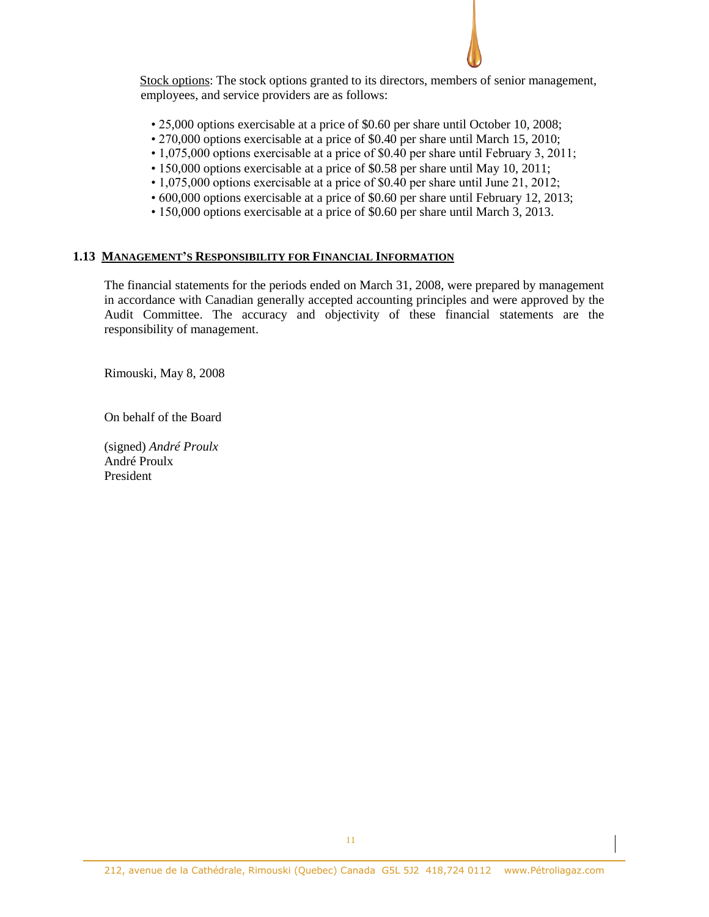Stock options: The stock options granted to its directors, members of senior management, employees, and service providers are as follows:

- 25,000 options exercisable at a price of $0.60 per share until October 10, 2008;
- 270,000 options exercisable at a price of $0.40 per share until March 15, 2010;
- 1,075,000 options exercisable at a price of $0.40 per share until February 3, 2011;
- 150,000 options exercisable at a price of $0.58 per share until May 10, 2011;
- 1,075,000 options exercisable at a price of $0.40 per share until June 21, 2012;
- 600,000 options exercisable at a price of $0.60 per share until February 12, 2013;
- 150,000 options exercisable at a price of $0.60 per share until March 3, 2013.

## 1.13 MANAGEMENT'S RESPONSIBILITY FOR FINANCIAL INFORMATION

The financial statements for the periods ended on March 31, 2008, were prepared by management in accordance with Canadian generally accepted accounting principles and were approved by the Audit Committee. The accuracy and objectivity of these financial statements are the responsibility of management.

Rimouski, May 8, 2008

On behalf of the Board

(signed) *André Proulx*
André Proulx
President

212, avenue de la Cathédrale, Rimouski (Quebec) Canada G5L 5J2 418,724 0112 www.Pétroliagaz.com